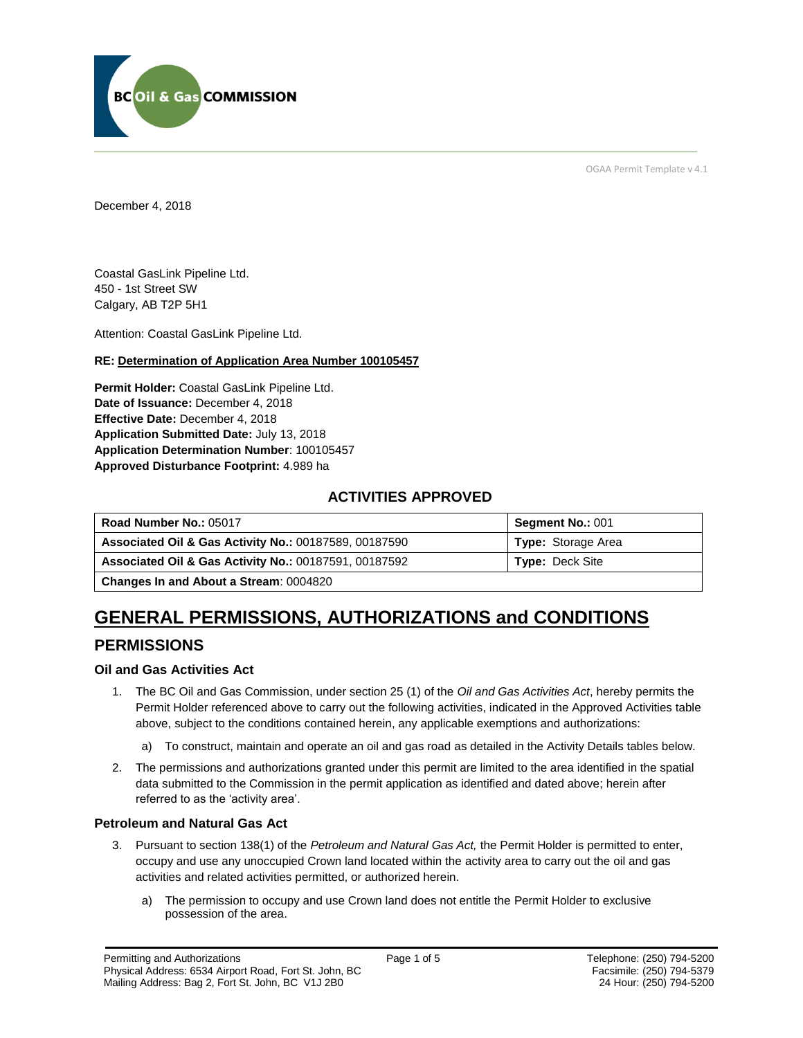OGAA Permit Template v 4.1

December 4, 2018

Coastal GasLink Pipeline Ltd.
450 - 1st Street SW
Calgary, AB T2P 5H1

Attention: Coastal GasLink Pipeline Ltd.

**RE: Determination of Application Area Number 100105457**

**Permit Holder:** Coastal GasLink Pipeline Ltd.
**Date of Issuance:** December 4, 2018
**Effective Date:** December 4, 2018
**Application Submitted Date:** July 13, 2018
**Application Determination Number**: 100105457
**Approved Disturbance Footprint:** 4.989 ha

### ACTIVITIES APPROVED

| **Road Number No.:** 05017 | **Segment No.:** 001 |
|---|---|
| **Associated Oil & Gas Activity No.:** 00187589, 00187590 | **Type:** Storage Area |
| **Associated Oil & Gas Activity No.:** 00187591, 00187592 | **Type:** Deck Site |
| **Changes In and About a Stream**: 0004820 | |

# GENERAL PERMISSIONS, AUTHORIZATIONS and CONDITIONS

## PERMISSIONS

### Oil and Gas Activities Act

1. The BC Oil and Gas Commission, under section 25 (1) of the *Oil and Gas Activities Act*, hereby permits the Permit Holder referenced above to carry out the following activities, indicated in the Approved Activities table above, subject to the conditions contained herein, any applicable exemptions and authorizations:
   a) To construct, maintain and operate an oil and gas road as detailed in the Activity Details tables below.
2. The permissions and authorizations granted under this permit are limited to the area identified in the spatial data submitted to the Commission in the permit application as identified and dated above; herein after referred to as the 'activity area'.

### Petroleum and Natural Gas Act

3. Pursuant to section 138(1) of the *Petroleum and Natural Gas Act,* the Permit Holder is permitted to enter, occupy and use any unoccupied Crown land located within the activity area to carry out the oil and gas activities and related activities permitted, or authorized herein.
   a) The permission to occupy and use Crown land does not entitle the Permit Holder to exclusive possession of the area.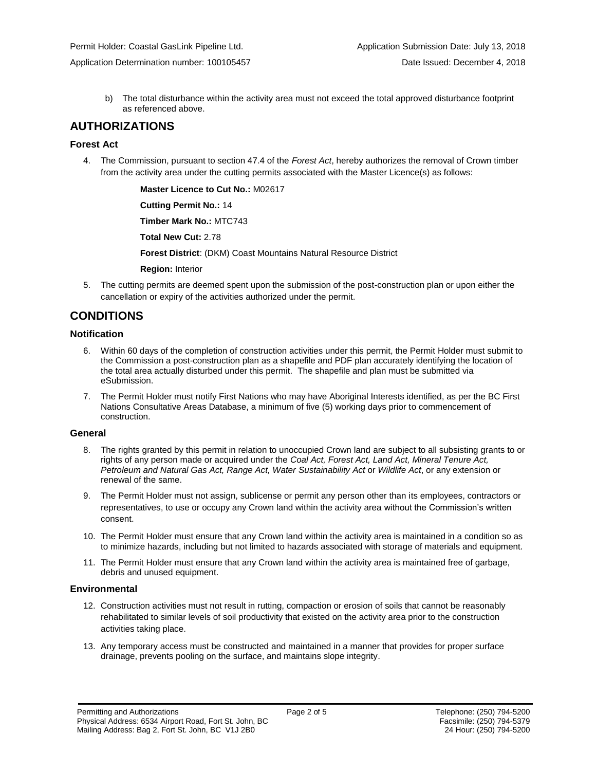b) The total disturbance within the activity area must not exceed the total approved disturbance footprint as referenced above.

## AUTHORIZATIONS

### Forest Act

4. The Commission, pursuant to section 47.4 of the *Forest Act*, hereby authorizes the removal of Crown timber from the activity area under the cutting permits associated with the Master Licence(s) as follows:

   **Master Licence to Cut No.:** M02617

   **Cutting Permit No.:** 14

   **Timber Mark No.:** MTC743

   **Total New Cut:** 2.78

   **Forest District**: (DKM) Coast Mountains Natural Resource District

   **Region:** Interior

5. The cutting permits are deemed spent upon the submission of the post-construction plan or upon either the cancellation or expiry of the activities authorized under the permit.

## CONDITIONS

### Notification

6. Within 60 days of the completion of construction activities under this permit, the Permit Holder must submit to the Commission a post-construction plan as a shapefile and PDF plan accurately identifying the location of the total area actually disturbed under this permit. The shapefile and plan must be submitted via eSubmission.

7. The Permit Holder must notify First Nations who may have Aboriginal Interests identified, as per the BC First Nations Consultative Areas Database, a minimum of five (5) working days prior to commencement of construction.

### General

8. The rights granted by this permit in relation to unoccupied Crown land are subject to all subsisting grants to or rights of any person made or acquired under the *Coal Act, Forest Act, Land Act, Mineral Tenure Act, Petroleum and Natural Gas Act, Range Act, Water Sustainability Act* or *Wildlife Act*, or any extension or renewal of the same.

9. The Permit Holder must not assign, sublicense or permit any person other than its employees, contractors or representatives, to use or occupy any Crown land within the activity area without the Commission's written consent.

10. The Permit Holder must ensure that any Crown land within the activity area is maintained in a condition so as to minimize hazards, including but not limited to hazards associated with storage of materials and equipment.

11. The Permit Holder must ensure that any Crown land within the activity area is maintained free of garbage, debris and unused equipment.

### Environmental

12. Construction activities must not result in rutting, compaction or erosion of soils that cannot be reasonably rehabilitated to similar levels of soil productivity that existed on the activity area prior to the construction activities taking place.

13. Any temporary access must be constructed and maintained in a manner that provides for proper surface drainage, prevents pooling on the surface, and maintains slope integrity.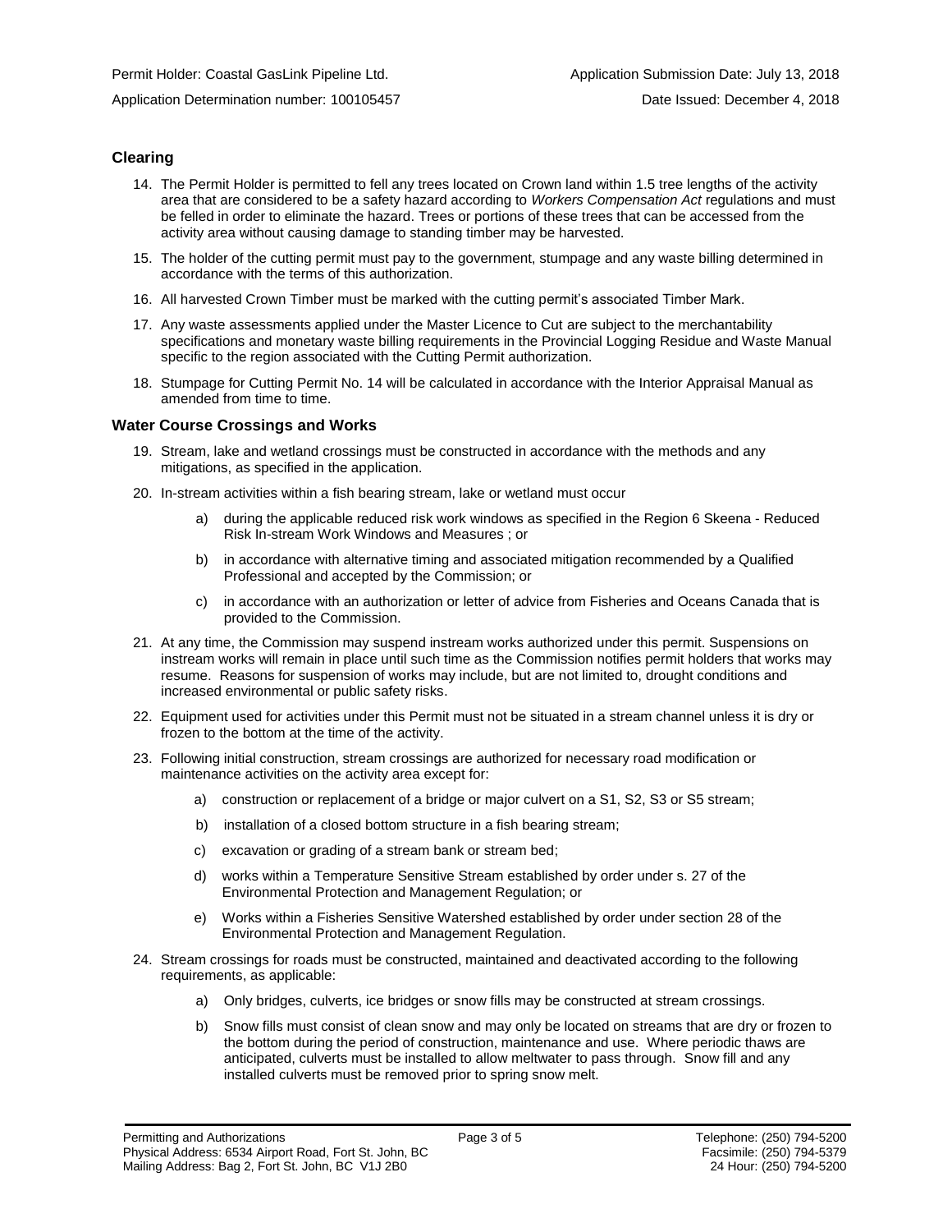## Clearing

14. The Permit Holder is permitted to fell any trees located on Crown land within 1.5 tree lengths of the activity area that are considered to be a safety hazard according to *Workers Compensation Act* regulations and must be felled in order to eliminate the hazard. Trees or portions of these trees that can be accessed from the activity area without causing damage to standing timber may be harvested.

15. The holder of the cutting permit must pay to the government, stumpage and any waste billing determined in accordance with the terms of this authorization.

16. All harvested Crown Timber must be marked with the cutting permit's associated Timber Mark.

17. Any waste assessments applied under the Master Licence to Cut are subject to the merchantability specifications and monetary waste billing requirements in the Provincial Logging Residue and Waste Manual specific to the region associated with the Cutting Permit authorization.

18. Stumpage for Cutting Permit No. 14 will be calculated in accordance with the Interior Appraisal Manual as amended from time to time.

## Water Course Crossings and Works

19. Stream, lake and wetland crossings must be constructed in accordance with the methods and any mitigations, as specified in the application.

20. In-stream activities within a fish bearing stream, lake or wetland must occur

    a) during the applicable reduced risk work windows as specified in the Region 6 Skeena - Reduced Risk In-stream Work Windows and Measures ; or

    b) in accordance with alternative timing and associated mitigation recommended by a Qualified Professional and accepted by the Commission; or

    c) in accordance with an authorization or letter of advice from Fisheries and Oceans Canada that is provided to the Commission.

21. At any time, the Commission may suspend instream works authorized under this permit. Suspensions on instream works will remain in place until such time as the Commission notifies permit holders that works may resume. Reasons for suspension of works may include, but are not limited to, drought conditions and increased environmental or public safety risks.

22. Equipment used for activities under this Permit must not be situated in a stream channel unless it is dry or frozen to the bottom at the time of the activity.

23. Following initial construction, stream crossings are authorized for necessary road modification or maintenance activities on the activity area except for:

    a) construction or replacement of a bridge or major culvert on a S1, S2, S3 or S5 stream;

    b) installation of a closed bottom structure in a fish bearing stream;

    c) excavation or grading of a stream bank or stream bed;

    d) works within a Temperature Sensitive Stream established by order under s. 27 of the Environmental Protection and Management Regulation; or

    e) Works within a Fisheries Sensitive Watershed established by order under section 28 of the Environmental Protection and Management Regulation.

24. Stream crossings for roads must be constructed, maintained and deactivated according to the following requirements, as applicable:

    a) Only bridges, culverts, ice bridges or snow fills may be constructed at stream crossings.

    b) Snow fills must consist of clean snow and may only be located on streams that are dry or frozen to the bottom during the period of construction, maintenance and use. Where periodic thaws are anticipated, culverts must be installed to allow meltwater to pass through. Snow fill and any installed culverts must be removed prior to spring snow melt.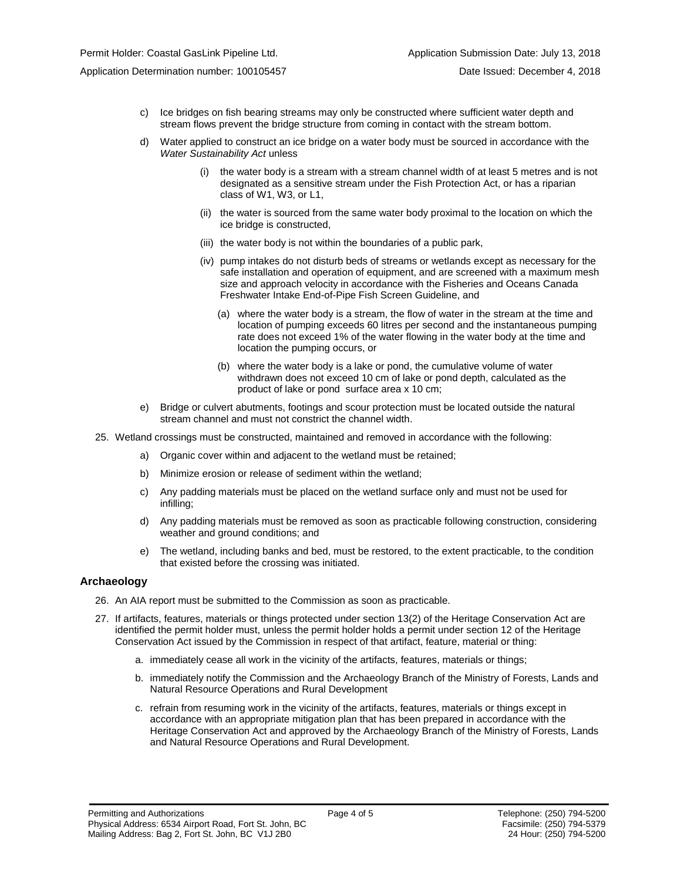c) Ice bridges on fish bearing streams may only be constructed where sufficient water depth and stream flows prevent the bridge structure from coming in contact with the stream bottom.

d) Water applied to construct an ice bridge on a water body must be sourced in accordance with the *Water Sustainability Act* unless

   (i) the water body is a stream with a stream channel width of at least 5 metres and is not designated as a sensitive stream under the Fish Protection Act, or has a riparian class of W1, W3, or L1,

   (ii) the water is sourced from the same water body proximal to the location on which the ice bridge is constructed,

   (iii) the water body is not within the boundaries of a public park,

   (iv) pump intakes do not disturb beds of streams or wetlands except as necessary for the safe installation and operation of equipment, and are screened with a maximum mesh size and approach velocity in accordance with the Fisheries and Oceans Canada Freshwater Intake End-of-Pipe Fish Screen Guideline, and

      (a) where the water body is a stream, the flow of water in the stream at the time and location of pumping exceeds 60 litres per second and the instantaneous pumping rate does not exceed 1% of the water flowing in the water body at the time and location the pumping occurs, or

      (b) where the water body is a lake or pond, the cumulative volume of water withdrawn does not exceed 10 cm of lake or pond depth, calculated as the product of lake or pond surface area x 10 cm;

e) Bridge or culvert abutments, footings and scour protection must be located outside the natural stream channel and must not constrict the channel width.

25. Wetland crossings must be constructed, maintained and removed in accordance with the following:

   a) Organic cover within and adjacent to the wetland must be retained;

   b) Minimize erosion or release of sediment within the wetland;

   c) Any padding materials must be placed on the wetland surface only and must not be used for infilling;

   d) Any padding materials must be removed as soon as practicable following construction, considering weather and ground conditions; and

   e) The wetland, including banks and bed, must be restored, to the extent practicable, to the condition that existed before the crossing was initiated.

## Archaeology

26. An AIA report must be submitted to the Commission as soon as practicable.

27. If artifacts, features, materials or things protected under section 13(2) of the Heritage Conservation Act are identified the permit holder must, unless the permit holder holds a permit under section 12 of the Heritage Conservation Act issued by the Commission in respect of that artifact, feature, material or thing:

   a. immediately cease all work in the vicinity of the artifacts, features, materials or things;

   b. immediately notify the Commission and the Archaeology Branch of the Ministry of Forests, Lands and Natural Resource Operations and Rural Development

   c. refrain from resuming work in the vicinity of the artifacts, features, materials or things except in accordance with an appropriate mitigation plan that has been prepared in accordance with the Heritage Conservation Act and approved by the Archaeology Branch of the Ministry of Forests, Lands and Natural Resource Operations and Rural Development.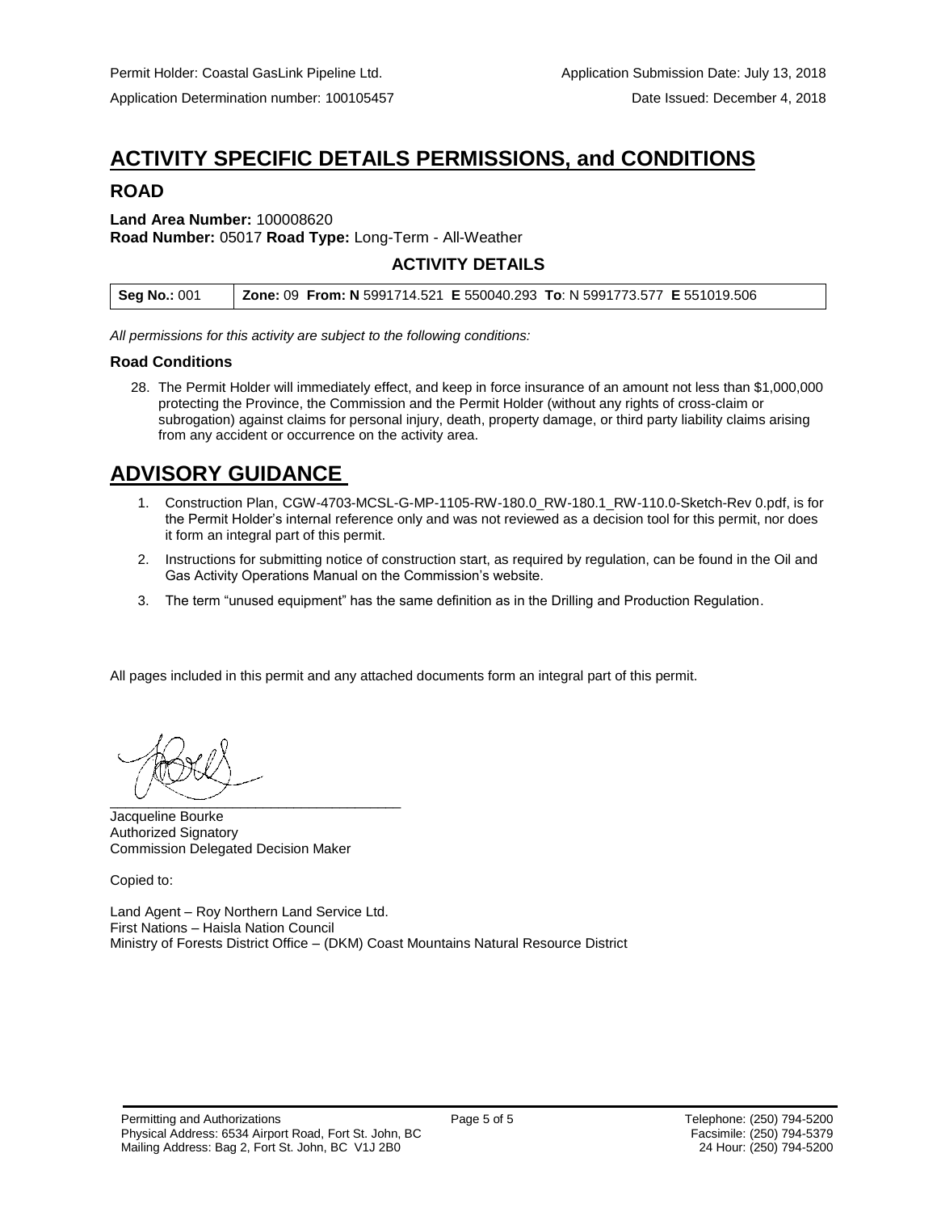Permit Holder: Coastal GasLink Pipeline Ltd.

Application Submission Date: July 13, 2018

Application Determination number: 100105457

Date Issued: December 4, 2018

# ACTIVITY SPECIFIC DETAILS PERMISSIONS, and CONDITIONS

## ROAD

**Land Area Number:** 100008620
**Road Number:** 05017 **Road Type:** Long-Term - All-Weather

### ACTIVITY DETAILS

| | |
|---|---|
| **Seg No.:** 001 | **Zone:** 09 **From: N** 5991714.521 **E** 550040.293 **To**: N 5991773.577 **E** 551019.506 |

*All permissions for this activity are subject to the following conditions:*

#### Road Conditions

28. The Permit Holder will immediately effect, and keep in force insurance of an amount not less than $1,000,000 protecting the Province, the Commission and the Permit Holder (without any rights of cross-claim or subrogation) against claims for personal injury, death, property damage, or third party liability claims arising from any accident or occurrence on the activity area.

# ADVISORY GUIDANCE

1. Construction Plan, CGW-4703-MCSL-G-MP-1105-RW-180.0_RW-180.1_RW-110.0-Sketch-Rev 0.pdf, is for the Permit Holder's internal reference only and was not reviewed as a decision tool for this permit, nor does it form an integral part of this permit.
2. Instructions for submitting notice of construction start, as required by regulation, can be found in the Oil and Gas Activity Operations Manual on the Commission's website.
3. The term "unused equipment" has the same definition as in the Drilling and Production Regulation.

All pages included in this permit and any attached documents form an integral part of this permit.

_________________________________
Jacqueline Bourke
Authorized Signatory
Commission Delegated Decision Maker

Copied to:

Land Agent – Roy Northern Land Service Ltd.
First Nations – Haisla Nation Council
Ministry of Forests District Office – (DKM) Coast Mountains Natural Resource District